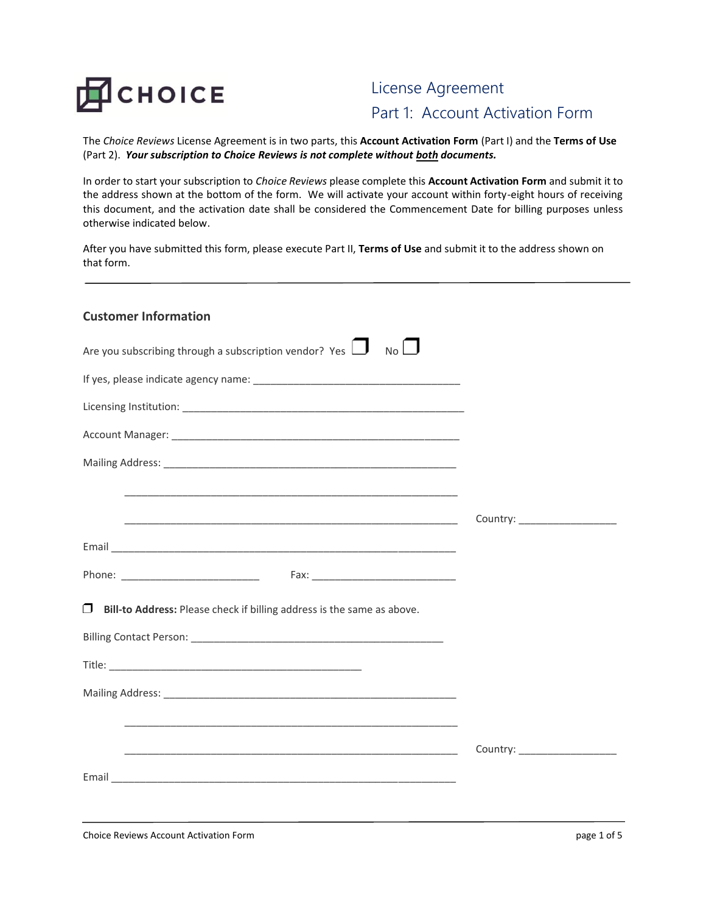CHOICE

# License Agreement
## Part 1: Account Activation Form

The *Choice Reviews* License Agreement is in two parts, this **Account Activation Form** (Part I) and the **Terms of Use** (Part 2). ***Your subscription to Choice Reviews is not complete without both documents.***

In order to start your subscription to *Choice Reviews* please complete this **Account Activation Form** and submit it to the address shown at the bottom of the form. We will activate your account within forty-eight hours of receiving this document, and the activation date shall be considered the Commencement Date for billing purposes unless otherwise indicated below.

After you have submitted this form, please execute Part II, **Terms of Use** and submit it to the address shown on that form.

---

### Customer Information

Are you subscribing through a subscription vendor? Yes ☐ No ☐

If yes, please indicate agency name: ____________________________________

Licensing Institution: __________________________________________________

Account Manager: ______________________________________________________

Mailing Address: _______________________________________________________

_____________________________________________________________

_____________________________________________________________ Country: _________________

Email _________________________________________________________________

Phone: _________________________ Fax: _________________________

☐ **Bill-to Address:** Please check if billing address is the same as above.

Billing Contact Person: ____________________________________________

Title: _____________________________________________

Mailing Address: _______________________________________________________

_____________________________________________________________

_____________________________________________________________ Country: _________________

Email _________________________________________________________________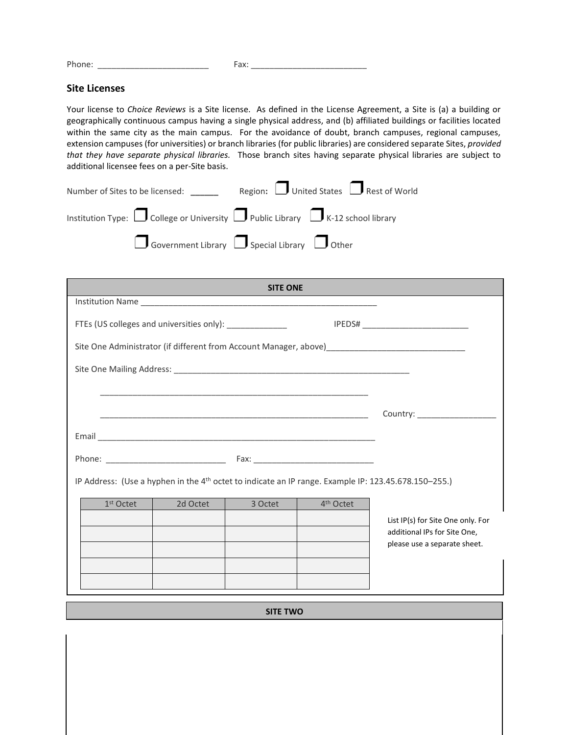Phone: ________________________ Fax: _________________________

## Site Licenses

Your license to *Choice Reviews* is a Site license. As defined in the License Agreement, a Site is (a) a building or geographically continuous campus having a single physical address, and (b) affiliated buildings or facilities located within the same city as the main campus. For the avoidance of doubt, branch campuses, regional campuses, extension campuses (for universities) or branch libraries (for public libraries) are considered separate Sites, *provided that they have separate physical libraries.* Those branch sites having separate physical libraries are subject to additional licensee fees on a per-Site basis.

Number of Sites to be licensed: ______ Region: ❒ United States ❒ Rest of World

Institution Type: ❒ College or University ❒ Public Library ❒ K-12 school library

❒ Government Library ❒ Special Library ❒ Other

### SITE ONE

Institution Name ______________________________________________________

FTEs (US colleges and universities only): _____________ IPEDS# ________________________

Site One Administrator (if different from Account Manager, above)______________________________

Site One Mailing Address: ______________________________________________________

______________________________________________________________

______________________________________________________________ Country: _________________

Email ______________________________________________________________

Phone: __________________________ Fax: __________________________

IP Address: (Use a hyphen in the 4th octet to indicate an IP range. Example IP: 123.45.678.150–255.)

| 1st Octet | 2d Octet | 3 Octet | 4th Octet |
|---|---|---|---|
| | | | |
| | | | |
| | | | |
| | | | |
| | | | |

List IP(s) for Site One only. For additional IPs for Site One, please use a separate sheet.

### SITE TWO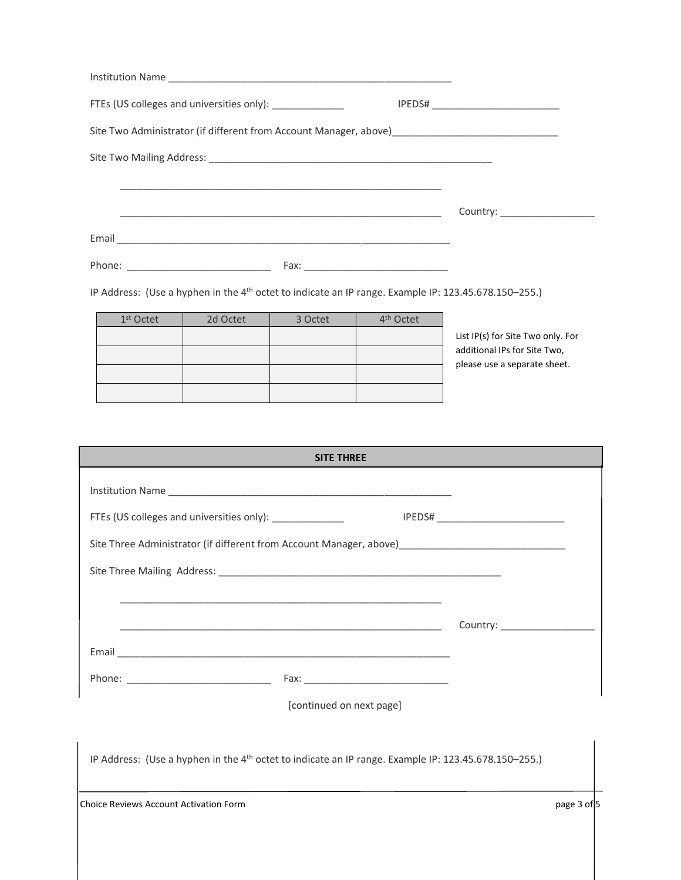Institution Name ______________________________________________________

FTEs (US colleges and universities only): _____________ IPEDS# ________________________

Site Two Administrator (if different from Account Manager, above)______________________________

Site Two Mailing Address: ______________________________________________________

______________________________________________________________

______________________________________________________________ Country: _________________

Email ______________________________________________________________

Phone: __________________________ Fax: __________________________

IP Address: (Use a hyphen in the 4th octet to indicate an IP range. Example IP: 123.45.678.150–255.)

| 1st Octet | 2d Octet | 3 Octet | 4th Octet |
|---|---|---|---|
| | | | |
| | | | |
| | | | |
| | | | |

List IP(s) for Site Two only. For additional IPs for Site Two, please use a separate sheet.

## SITE THREE

Institution Name ______________________________________________________

FTEs (US colleges and universities only): _____________ IPEDS# ________________________

Site Three Administrator (if different from Account Manager, above)______________________________

Site Three Mailing Address: ______________________________________________________

______________________________________________________________

______________________________________________________________ Country: _________________

Email ______________________________________________________________

Phone: __________________________ Fax: __________________________

[continued on next page]

IP Address: (Use a hyphen in the 4th octet to indicate an IP range. Example IP: 123.45.678.150–255.)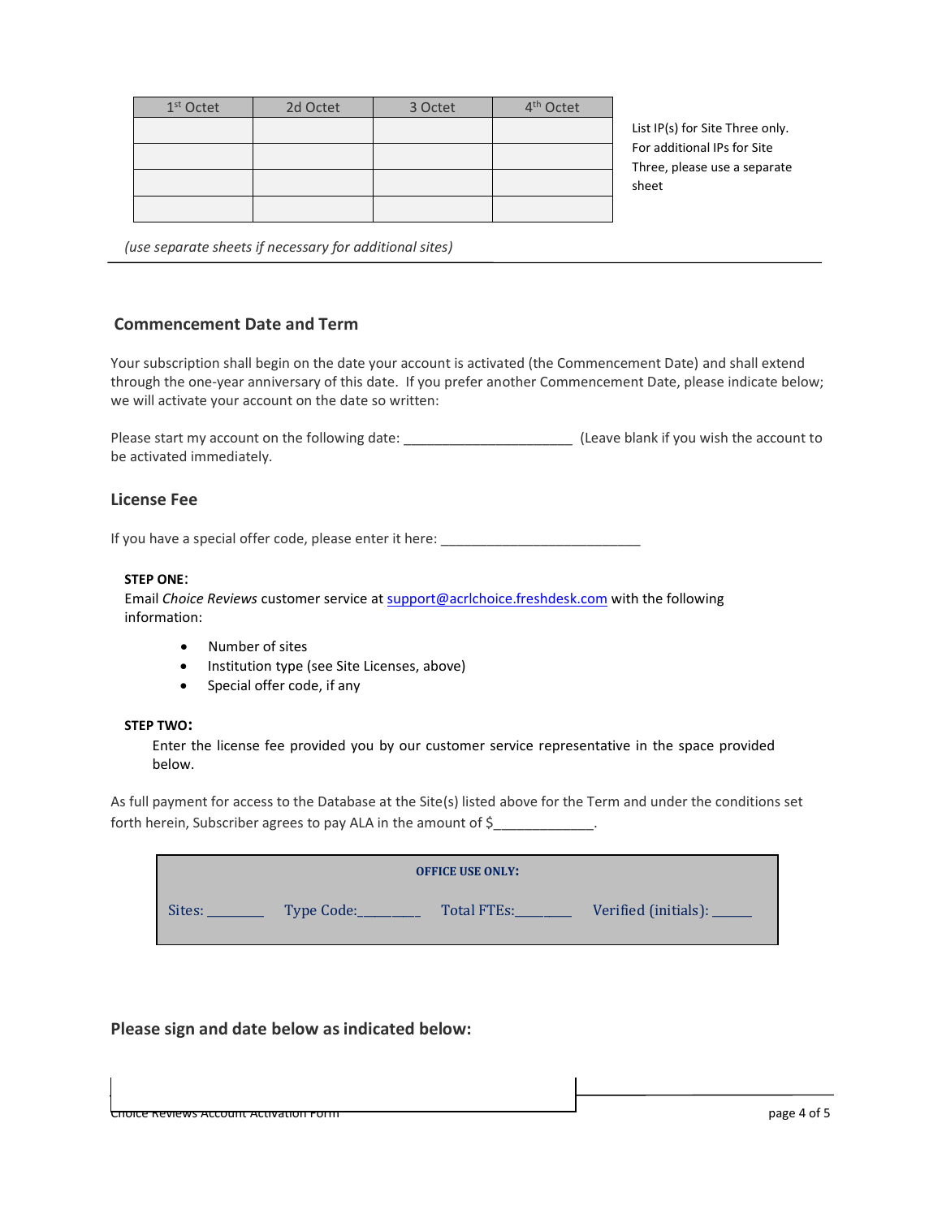| 1st Octet | 2d Octet | 3 Octet | 4th Octet |
|---|---|---|---|
| | | | |
| | | | |
| | | | |
| | | | |

List IP(s) for Site Three only. For additional IPs for Site Three, please use a separate sheet

*(use separate sheets if necessary for additional sites)*

## Commencement Date and Term

Your subscription shall begin on the date your account is activated (the Commencement Date) and shall extend through the one-year anniversary of this date. If you prefer another Commencement Date, please indicate below; we will activate your account on the date so written:

Please start my account on the following date: ______________________ (Leave blank if you wish the account to be activated immediately.

## License Fee

If you have a special offer code, please enter it here: __________________________

**STEP ONE:**
Email *Choice Reviews* customer service at support@acrlchoice.freshdesk.com with the following information:

- Number of sites
- Institution type (see Site Licenses, above)
- Special offer code, if any

**STEP TWO:**
Enter the license fee provided you by our customer service representative in the space provided below.

As full payment for access to the Database at the Site(s) listed above for the Term and under the conditions set forth herein, Subscriber agrees to pay ALA in the amount of $_____________.

**OFFICE USE ONLY:**

Sites: ________ Type Code:________ Total FTEs:_______ Verified (initials): ______

## Please sign and date below as indicated below: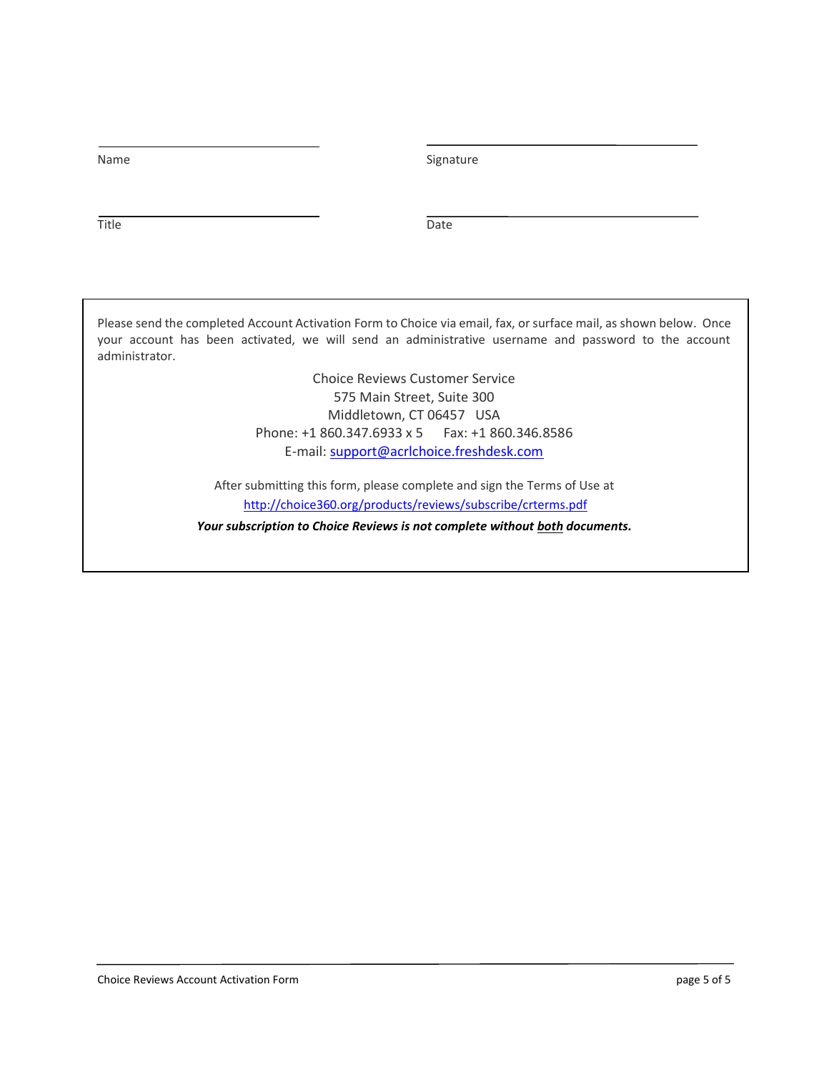Name \_\_\_\_\_\_\_\_\_\_\_\_\_\_\_\_\_\_\_\_\_\_\_\_ Signature \_\_\_\_\_\_\_\_\_\_\_\_\_\_\_\_\_\_\_\_\_\_\_\_

Title \_\_\_\_\_\_\_\_\_\_\_\_\_\_\_\_\_\_\_\_\_\_\_\_ Date \_\_\_\_\_\_\_\_\_\_\_\_\_\_\_\_\_\_\_\_\_\_\_\_

Please send the completed Account Activation Form to Choice via email, fax, or surface mail, as shown below. Once your account has been activated, we will send an administrative username and password to the account administrator.

Choice Reviews Customer Service
575 Main Street, Suite 300
Middletown, CT 06457 USA
Phone: +1 860.347.6933 x 5 Fax: +1 860.346.8586
E-mail: support@acrlchoice.freshdesk.com

After submitting this form, please complete and sign the Terms of Use at
http://choice360.org/products/reviews/subscribe/crterms.pdf

***Your subscription to Choice Reviews is not complete without both documents.***